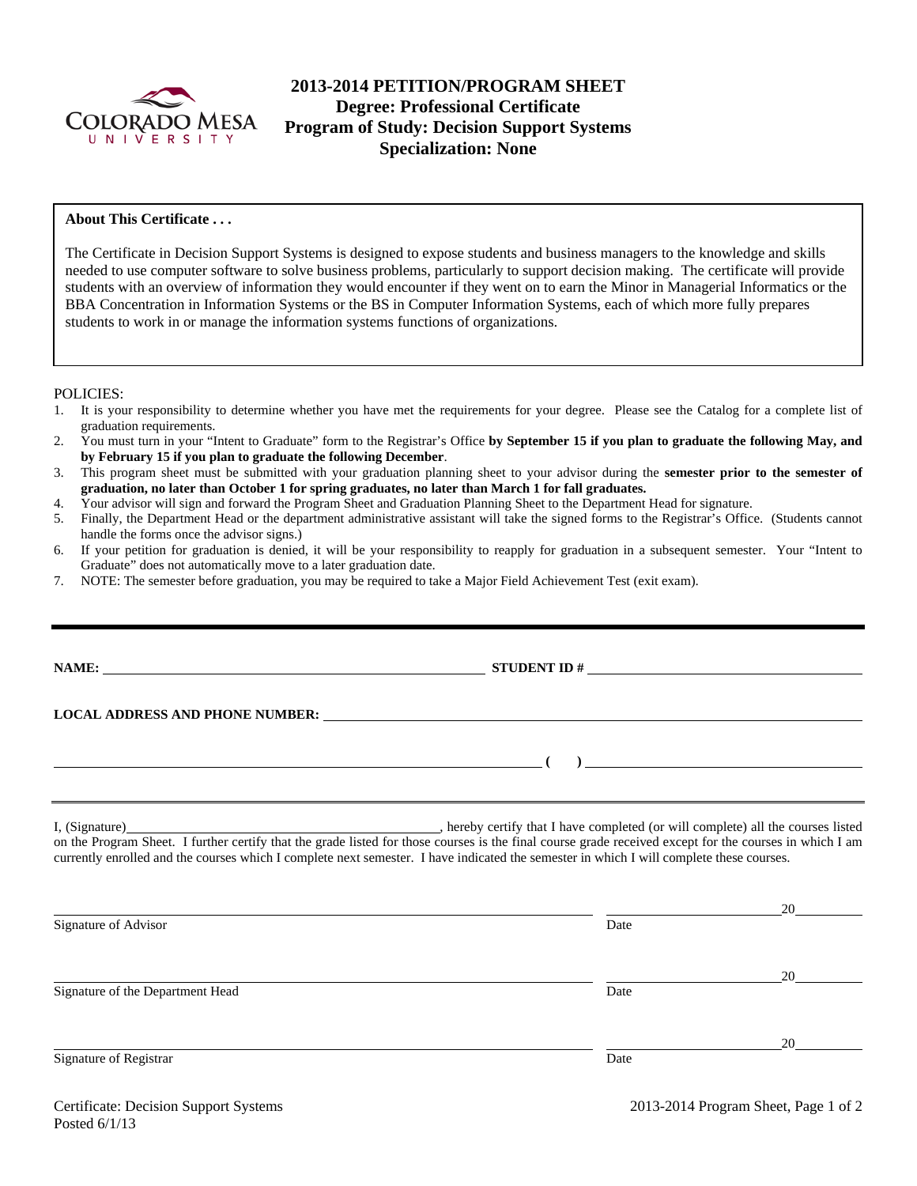# 2013-2014 PETITION/PROGRAM SHEET
## Degree: Professional Certificate
## Program of Study: Decision Support Systems
## Specialization: None

**About This Certificate . . .**

The Certificate in Decision Support Systems is designed to expose students and business managers to the knowledge and skills needed to use computer software to solve business problems, particularly to support decision making. The certificate will provide students with an overview of information they would encounter if they went on to earn the Minor in Managerial Informatics or the BBA Concentration in Information Systems or the BS in Computer Information Systems, each of which more fully prepares students to work in or manage the information systems functions of organizations.

POLICIES:

1. It is your responsibility to determine whether you have met the requirements for your degree. Please see the Catalog for a complete list of graduation requirements.
2. You must turn in your "Intent to Graduate" form to the Registrar's Office **by September 15 if you plan to graduate the following May, and by February 15 if you plan to graduate the following December**.
3. This program sheet must be submitted with your graduation planning sheet to your advisor during the **semester prior to the semester of graduation, no later than October 1 for spring graduates, no later than March 1 for fall graduates.**
4. Your advisor will sign and forward the Program Sheet and Graduation Planning Sheet to the Department Head for signature.
5. Finally, the Department Head or the department administrative assistant will take the signed forms to the Registrar's Office. (Students cannot handle the forms once the advisor signs.)
6. If your petition for graduation is denied, it will be your responsibility to reapply for graduation in a subsequent semester. Your "Intent to Graduate" does not automatically move to a later graduation date.
7. NOTE: The semester before graduation, you may be required to take a Major Field Achievement Test (exit exam).

---

**NAME:** ______________________________ **STUDENT ID #** ______________________________

**LOCAL ADDRESS AND PHONE NUMBER:** ______________________________

______________________________ **(    )** ______________________________

I, (Signature)______________________________, hereby certify that I have completed (or will complete) all the courses listed on the Program Sheet. I further certify that the grade listed for those courses is the final course grade received except for the courses in which I am currently enrolled and the courses which I complete next semester. I have indicated the semester in which I will complete these courses.

______________________________ ____________________20________
Signature of Advisor Date

______________________________ ____________________20________
Signature of the Department Head Date

______________________________ ____________________20________
Signature of Registrar Date

Certificate: Decision Support Systems
Posted 6/1/13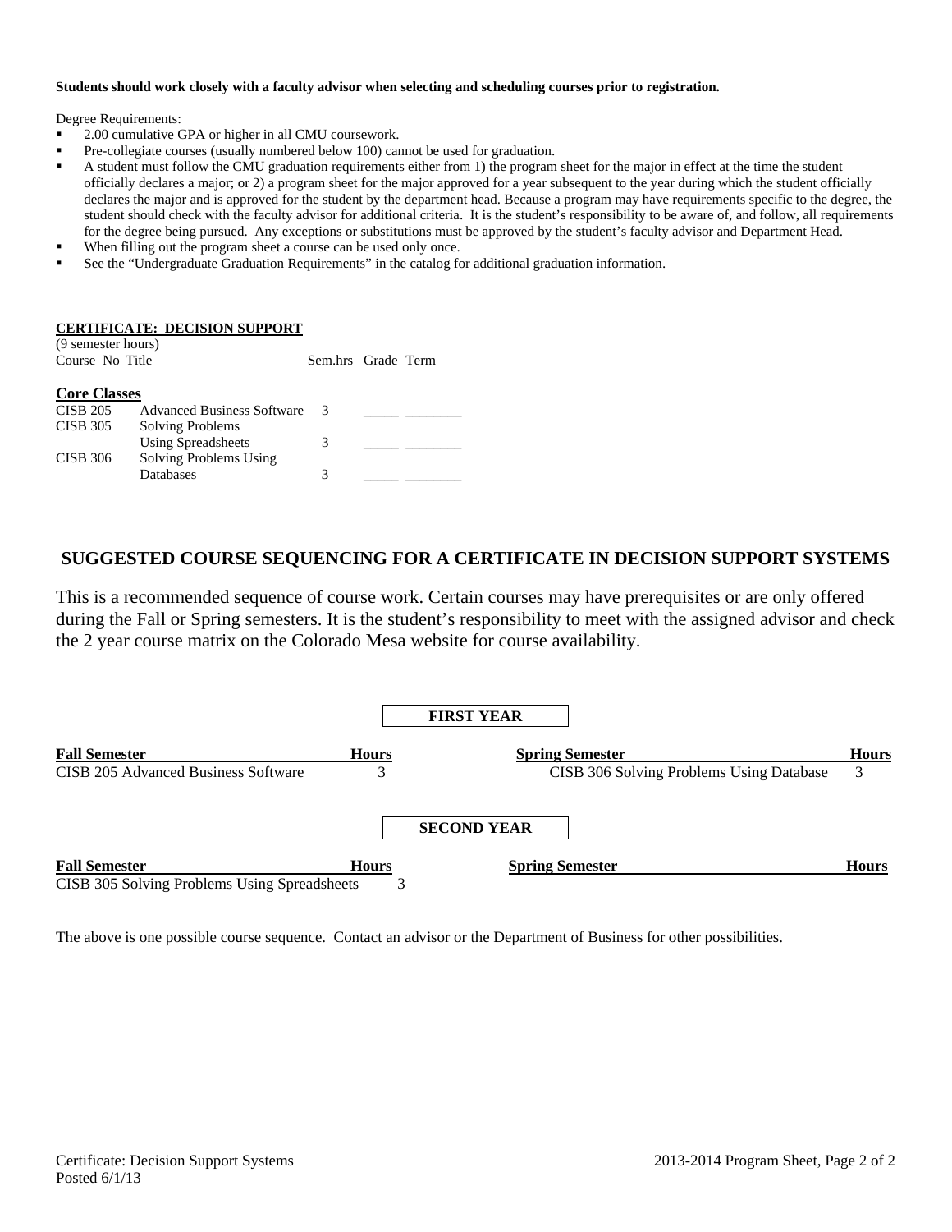**Students should work closely with a faculty advisor when selecting and scheduling courses prior to registration.**

Degree Requirements:

- 2.00 cumulative GPA or higher in all CMU coursework.
- Pre-collegiate courses (usually numbered below 100) cannot be used for graduation.
- A student must follow the CMU graduation requirements either from 1) the program sheet for the major in effect at the time the student officially declares a major; or 2) a program sheet for the major approved for a year subsequent to the year during which the student officially declares the major and is approved for the student by the department head. Because a program may have requirements specific to the degree, the student should check with the faculty advisor for additional criteria. It is the student's responsibility to be aware of, and follow, all requirements for the degree being pursued. Any exceptions or substitutions must be approved by the student's faculty advisor and Department Head.
- When filling out the program sheet a course can be used only once.
- See the "Undergraduate Graduation Requirements" in the catalog for additional graduation information.

**CERTIFICATE: DECISION SUPPORT**

(9 semester hours)

**Core Classes**

| Course No | Title | Sem.hrs | Grade | Term |
|---|---|---|---|---|
| CISB 205 | Advanced Business Software | 3 | _____ | ________ |
| CISB 305 | Solving Problems Using Spreadsheets | 3 | _____ | ________ |
| CISB 306 | Solving Problems Using Databases | 3 | _____ | ________ |

## SUGGESTED COURSE SEQUENCING FOR A CERTIFICATE IN DECISION SUPPORT SYSTEMS

This is a recommended sequence of course work. Certain courses may have prerequisites or are only offered during the Fall or Spring semesters. It is the student's responsibility to meet with the assigned advisor and check the 2 year course matrix on the Colorado Mesa website for course availability.

**FIRST YEAR**

| Fall Semester | Hours | Spring Semester | Hours |
|---|---|---|---|
| CISB 205 Advanced Business Software | 3 | CISB 306 Solving Problems Using Database | 3 |

**SECOND YEAR**

| Fall Semester | Hours | Spring Semester | Hours |
|---|---|---|---|
| CISB 305 Solving Problems Using Spreadsheets | 3 | | |

The above is one possible course sequence. Contact an advisor or the Department of Business for other possibilities.

Certificate: Decision Support Systems
Posted 6/1/13